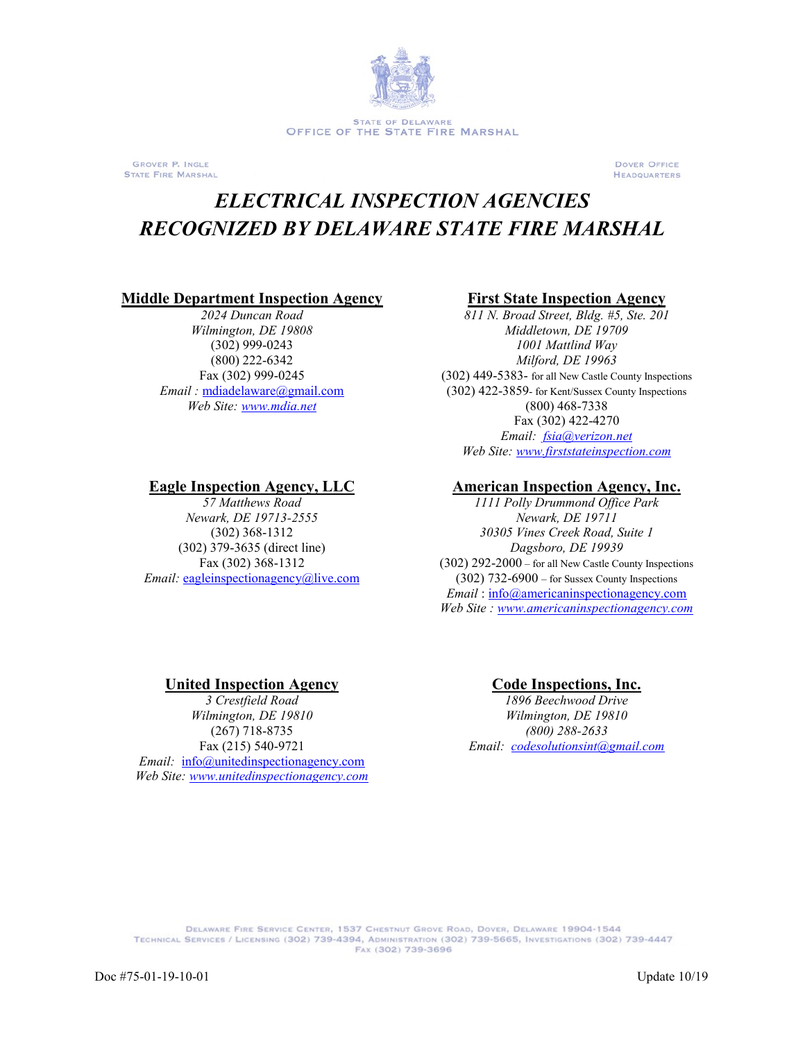State of Delaware
Office of the State Fire Marshal

Grover P. Ingle
State Fire Marshal

Dover Office
Headquarters

# *ELECTRICAL INSPECTION AGENCIES RECOGNIZED BY DELAWARE STATE FIRE MARSHAL*

## Middle Department Inspection Agency

*2024 Duncan Road*
*Wilmington, DE 19808*
(302) 999-0243
(800) 222-6342
Fax (302) 999-0245
*Email :* mdiadelaware@gmail.com
*Web Site:* *www.mdia.net*

## First State Inspection Agency

*811 N. Broad Street, Bldg. #5, Ste. 201*
*Middletown, DE 19709*
*1001 Mattlind Way*
*Milford, DE 19963*
(302) 449-5383- for all New Castle County Inspections
(302) 422-3859- for Kent/Sussex County Inspections
(800) 468-7338
Fax (302) 422-4270
*Email: fsia@verizon.net*
*Web Site: www.firststateinspection.com*

## Eagle Inspection Agency, LLC

*57 Matthews Road*
*Newark, DE 19713-2555*
(302) 368-1312
(302) 379-3635 (direct line)
Fax (302) 368-1312
*Email:* eagleinspectionagency@live.com

## American Inspection Agency, Inc.

*1111 Polly Drummond Office Park*
*Newark, DE 19711*
*30305 Vines Creek Road, Suite 1*
*Dagsboro, DE 19939*
(302) 292-2000 – for all New Castle County Inspections
(302) 732-6900 – for Sussex County Inspections
*Email* : info@americaninspectionagency.com
*Web Site : www.americaninspectionagency.com*

## United Inspection Agency

*3 Crestfield Road*
*Wilmington, DE 19810*
(267) 718-8735
Fax (215) 540-9721
*Email:* info@unitedinspectionagency.com
*Web Site: www.unitedinspectionagency.com*

## Code Inspections, Inc.

*1896 Beechwood Drive*
*Wilmington, DE 19810*
*(800) 288-2633*
*Email: codesolutionsint@gmail.com*

Delaware Fire Service Center, 1537 Chestnut Grove Road, Dover, Delaware 19904-1544
Technical Services / Licensing (302) 739-4394, Administration (302) 739-5665, Investigations (302) 739-4447
Fax (302) 739-3696

Doc #75-01-19-10-01 Update 10/19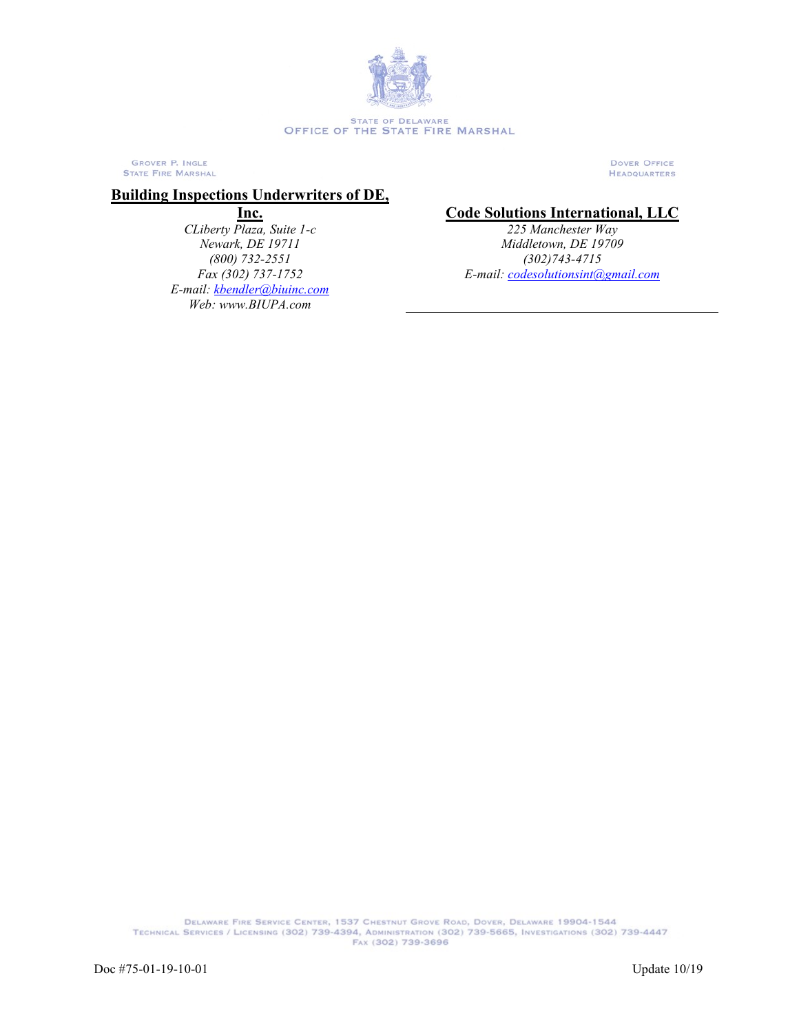STATE OF DELAWARE
OFFICE OF THE STATE FIRE MARSHAL

GROVER P. INGLE
STATE FIRE MARSHAL

DOVER OFFICE
HEADQUARTERS

**Building Inspections Underwriters of DE, Inc.**

*CLiberty Plaza, Suite 1-c*
*Newark, DE 19711*
*(800) 732-2551*
*Fax (302) 737-1752*
*E-mail: kbendler@biuinc.com*
*Web: www.BIUPA.com*

**Code Solutions International, LLC**

*225 Manchester Way*
*Middletown, DE 19709*
*(302)743-4715*
*E-mail: codesolutionsint@gmail.com*

DELAWARE FIRE SERVICE CENTER, 1537 CHESTNUT GROVE ROAD, DOVER, DELAWARE 19904-1544
TECHNICAL SERVICES / LICENSING (302) 739-4394, ADMINISTRATION (302) 739-5665, INVESTIGATIONS (302) 739-4447
FAX (302) 739-3696

Doc #75-01-19-10-01

Update 10/19